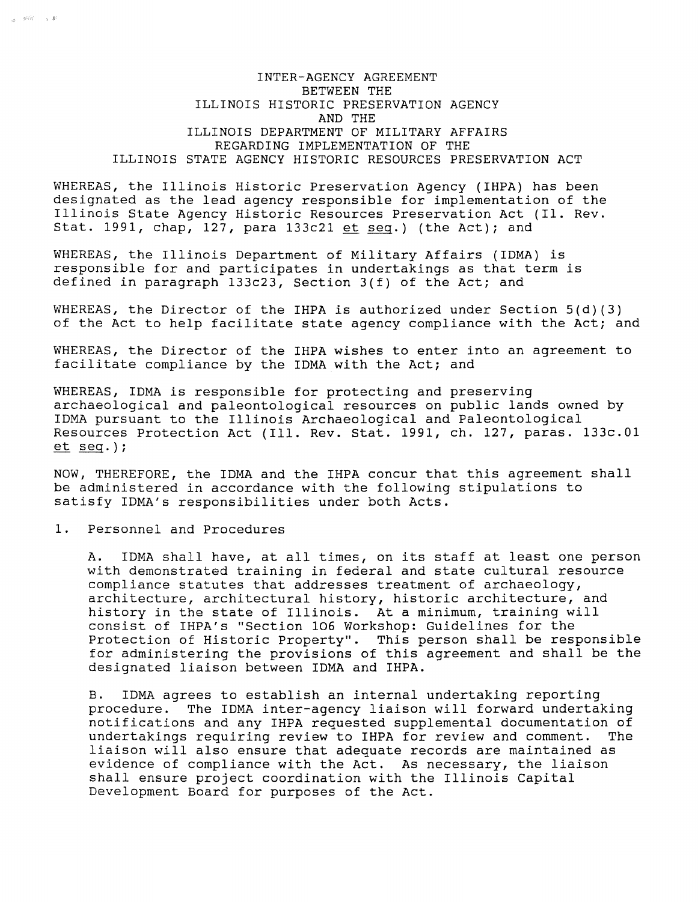# INTER-AGENCY AGREEMENT BETWEEN THE ILLINOIS HISTORIC PRESERVATION AGENCY AND THE ILLINOIS DEPARTMENT OF MILITARY AFFAIRS REGARDING IMPLEMENTATION OF THE ILLINOIS STATE AGENCY HISTORIC RESOURCES PRESERVATION ACT

WHEREAS, the Illinois Historic Preservation Agency (IHPA) has been designated as the lead agency responsible for implementation of the Illinois State Agency Historic Resources Preservation Act (Il. Rev. Stat. 1991, chap, 127, para 133c21 *et seq.*) (the Act); and

WHEREAS, the Illinois Department of Military Affairs (IDMA) is responsible for and participates in undertakings as that term is defined in paragraph 133c23, Section 3(f) of the Act; and

WHEREAS, the Director of the IHPA is authorized under Section 5(d)(3) of the Act to help facilitate state agency compliance with the Act; and

WHEREAS, the Director of the IHPA wishes to enter into an agreement to facilitate compliance by the IDMA with the Act; and

WHEREAS, IDMA is responsible for protecting and preserving archaeological and paleontological resources on public lands owned by IDMA pursuant to the Illinois Archaeological and Paleontological Resources Protection Act (Ill. Rev. Stat. 1991, ch. 127, paras. 133c.01 *et seq.*);

NOW, THEREFORE, the IDMA and the IHPA concur that this agreement shall be administered in accordance with the following stipulations to satisfy IDMA's responsibilities under both Acts.

1. Personnel and Procedures

   A. IDMA shall have, at all times, on its staff at least one person with demonstrated training in federal and state cultural resource compliance statutes that addresses treatment of archaeology, architecture, architectural history, historic architecture, and history in the state of Illinois. At a minimum, training will consist of IHPA's "Section 106 Workshop: Guidelines for the Protection of Historic Property". This person shall be responsible for administering the provisions of this agreement and shall be the designated liaison between IDMA and IHPA.

   B. IDMA agrees to establish an internal undertaking reporting procedure. The IDMA inter-agency liaison will forward undertaking notifications and any IHPA requested supplemental documentation of undertakings requiring review to IHPA for review and comment. The liaison will also ensure that adequate records are maintained as evidence of compliance with the Act. As necessary, the liaison shall ensure project coordination with the Illinois Capital Development Board for purposes of the Act.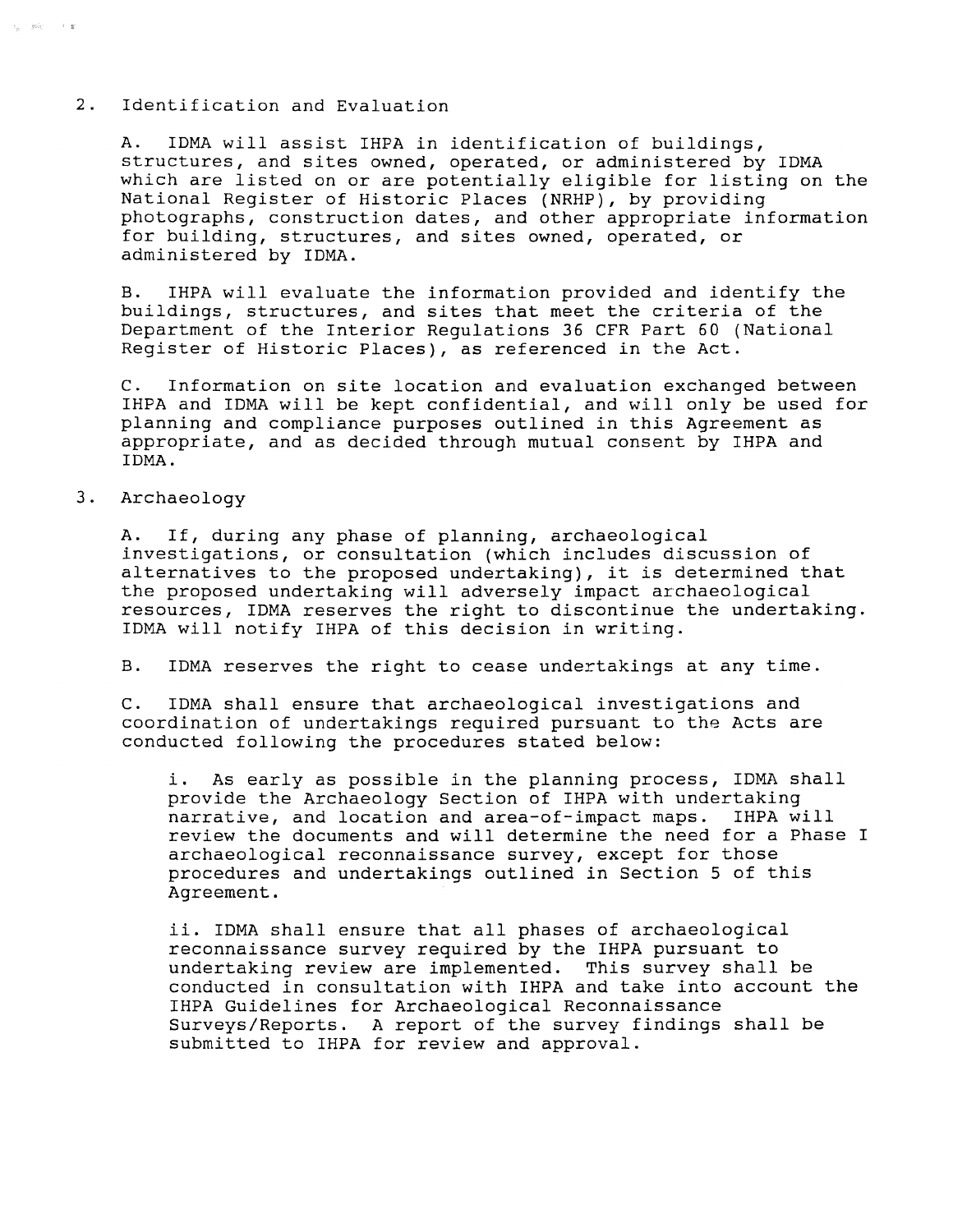2. Identification and Evaluation

A. IDMA will assist IHPA in identification of buildings, structures, and sites owned, operated, or administered by IDMA which are listed on or are potentially eligible for listing on the National Register of Historic Places (NRHP), by providing photographs, construction dates, and other appropriate information for building, structures, and sites owned, operated, or administered by IDMA.

B. IHPA will evaluate the information provided and identify the buildings, structures, and sites that meet the criteria of the Department of the Interior Regulations 36 CFR Part 60 (National Register of Historic Places), as referenced in the Act.

C. Information on site location and evaluation exchanged between IHPA and IDMA will be kept confidential, and will only be used for planning and compliance purposes outlined in this Agreement as appropriate, and as decided through mutual consent by IHPA and IDMA.

3. Archaeology

A. If, during any phase of planning, archaeological investigations, or consultation (which includes discussion of alternatives to the proposed undertaking), it is determined that the proposed undertaking will adversely impact archaeological resources, IDMA reserves the right to discontinue the undertaking. IDMA will notify IHPA of this decision in writing.

B. IDMA reserves the right to cease undertakings at any time.

C. IDMA shall ensure that archaeological investigations and coordination of undertakings required pursuant to the Acts are conducted following the procedures stated below:

i. As early as possible in the planning process, IDMA shall provide the Archaeology Section of IHPA with undertaking narrative, and location and area-of-impact maps. IHPA will review the documents and will determine the need for a Phase I archaeological reconnaissance survey, except for those procedures and undertakings outlined in Section 5 of this Agreement.

ii. IDMA shall ensure that all phases of archaeological reconnaissance survey required by the IHPA pursuant to undertaking review are implemented. This survey shall be conducted in consultation with IHPA and take into account the IHPA Guidelines for Archaeological Reconnaissance Surveys/Reports. A report of the survey findings shall be submitted to IHPA for review and approval.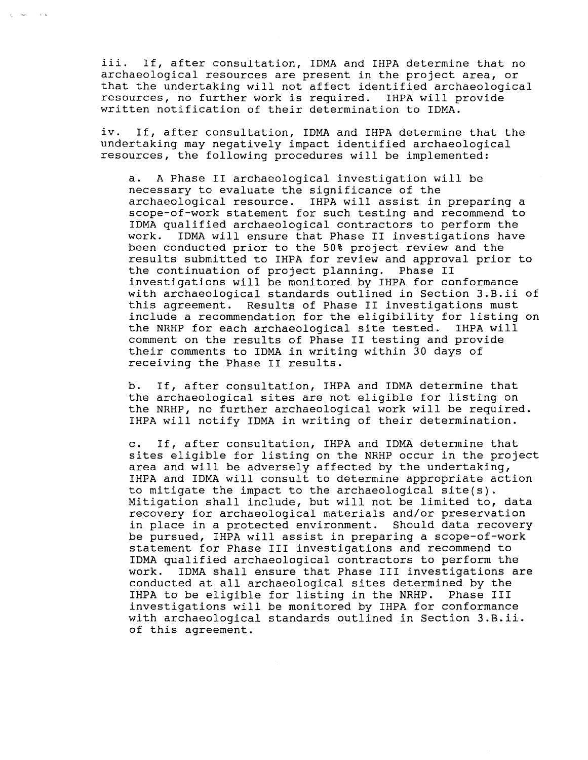iii. If, after consultation, IDMA and IHPA determine that no archaeological resources are present in the project area, or that the undertaking will not affect identified archaeological resources, no further work is required. IHPA will provide written notification of their determination to IDMA.

iv. If, after consultation, IDMA and IHPA determine that the undertaking may negatively impact identified archaeological resources, the following procedures will be implemented:

a. A Phase II archaeological investigation will be necessary to evaluate the significance of the archaeological resource. IHPA will assist in preparing a scope-of-work statement for such testing and recommend to IDMA qualified archaeological contractors to perform the work. IDMA will ensure that Phase II investigations have been conducted prior to the 50% project review and the results submitted to IHPA for review and approval prior to the continuation of project planning. Phase II investigations will be monitored by IHPA for conformance with archaeological standards outlined in Section 3.B.ii of this agreement. Results of Phase II investigations must include a recommendation for the eligibility for listing on the NRHP for each archaeological site tested. IHPA will comment on the results of Phase II testing and provide their comments to IDMA in writing within 30 days of receiving the Phase II results.

b. If, after consultation, IHPA and IDMA determine that the archaeological sites are not eligible for listing on the NRHP, no further archaeological work will be required. IHPA will notify IDMA in writing of their determination.

c. If, after consultation, IHPA and IDMA determine that sites eligible for listing on the NRHP occur in the project area and will be adversely affected by the undertaking, IHPA and IDMA will consult to determine appropriate action to mitigate the impact to the archaeological site(s). Mitigation shall include, but will not be limited to, data recovery for archaeological materials and/or preservation in place in a protected environment. Should data recovery be pursued, IHPA will assist in preparing a scope-of-work statement for Phase III investigations and recommend to IDMA qualified archaeological contractors to perform the work. IDMA shall ensure that Phase III investigations are conducted at all archaeological sites determined by the IHPA to be eligible for listing in the NRHP. Phase III investigations will be monitored by IHPA for conformance with archaeological standards outlined in Section 3.B.ii. of this agreement.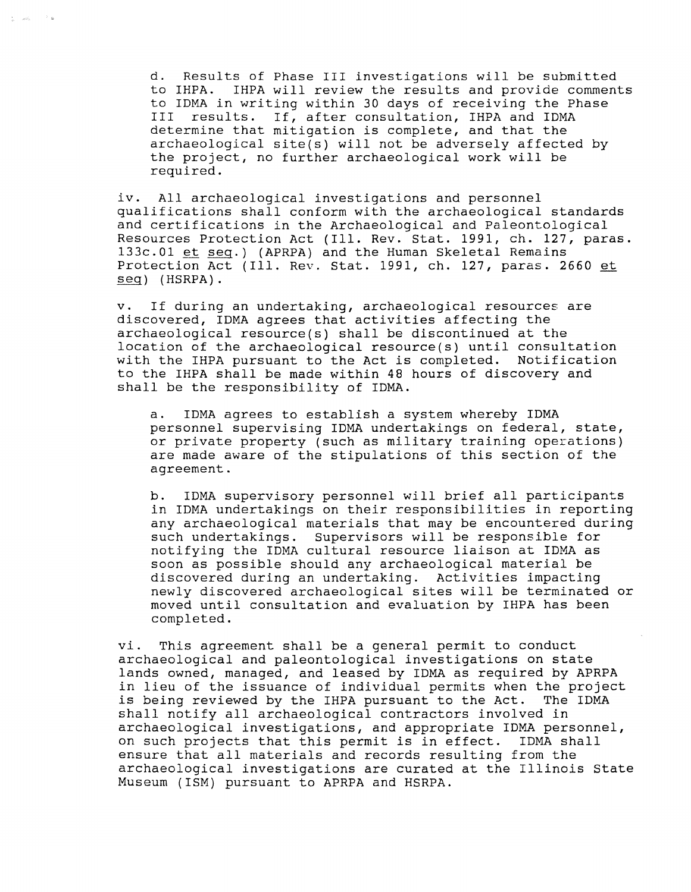d. Results of Phase III investigations will be submitted to IHPA. IHPA will review the results and provide comments to IDMA in writing within 30 days of receiving the Phase III results. If, after consultation, IHPA and IDMA determine that mitigation is complete, and that the archaeological site(s) will not be adversely affected by the project, no further archaeological work will be required.

iv. All archaeological investigations and personnel qualifications shall conform with the archaeological standards and certifications in the Archaeological and Paleontological Resources Protection Act (Ill. Rev. Stat. 1991, ch. 127, paras. 133c.01 et seq.) (APRPA) and the Human Skeletal Remains Protection Act (Ill. Rev. Stat. 1991, ch. 127, paras. 2660 et seq) (HSRPA).

v. If during an undertaking, archaeological resources are discovered, IDMA agrees that activities affecting the archaeological resource(s) shall be discontinued at the location of the archaeological resource(s) until consultation with the IHPA pursuant to the Act is completed. Notification to the IHPA shall be made within 48 hours of discovery and shall be the responsibility of IDMA.

a. IDMA agrees to establish a system whereby IDMA personnel supervising IDMA undertakings on federal, state, or private property (such as military training operations) are made aware of the stipulations of this section of the agreement.

b. IDMA supervisory personnel will brief all participants in IDMA undertakings on their responsibilities in reporting any archaeological materials that may be encountered during such undertakings. Supervisors will be responsible for notifying the IDMA cultural resource liaison at IDMA as soon as possible should any archaeological material be discovered during an undertaking. Activities impacting newly discovered archaeological sites will be terminated or moved until consultation and evaluation by IHPA has been completed.

vi. This agreement shall be a general permit to conduct archaeological and paleontological investigations on state lands owned, managed, and leased by IDMA as required by APRPA in lieu of the issuance of individual permits when the project is being reviewed by the IHPA pursuant to the Act. The IDMA shall notify all archaeological contractors involved in archaeological investigations, and appropriate IDMA personnel, on such projects that this permit is in effect. IDMA shall ensure that all materials and records resulting from the archaeological investigations are curated at the Illinois State Museum (ISM) pursuant to APRPA and HSRPA.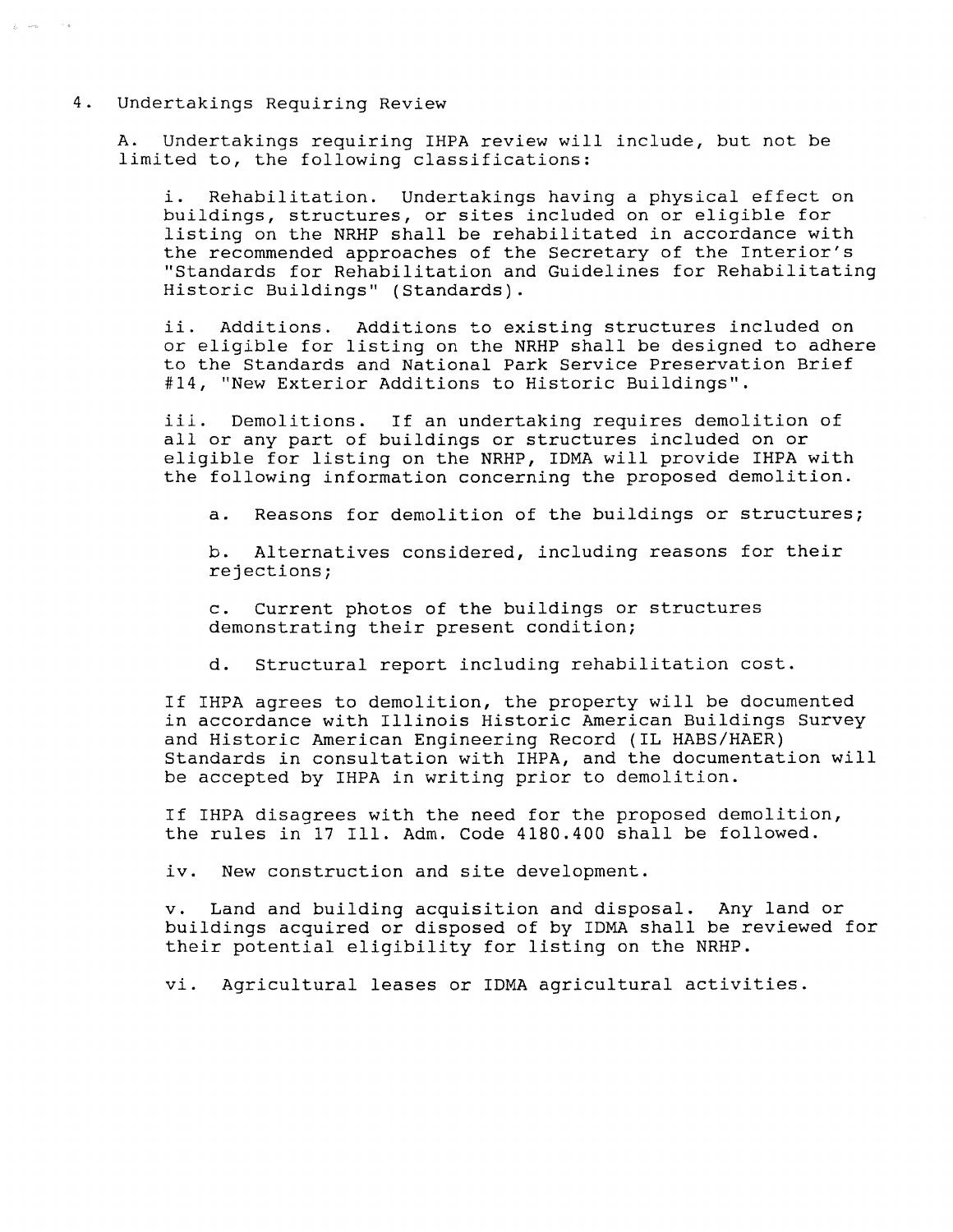4. Undertakings Requiring Review

A. Undertakings requiring IHPA review will include, but not be limited to, the following classifications:

i. Rehabilitation. Undertakings having a physical effect on buildings, structures, or sites included on or eligible for listing on the NRHP shall be rehabilitated in accordance with the recommended approaches of the Secretary of the Interior's "Standards for Rehabilitation and Guidelines for Rehabilitating Historic Buildings" (Standards).

ii. Additions. Additions to existing structures included on or eligible for listing on the NRHP shall be designed to adhere to the Standards and National Park Service Preservation Brief #14, "New Exterior Additions to Historic Buildings".

iii. Demolitions. If an undertaking requires demolition of all or any part of buildings or structures included on or eligible for listing on the NRHP, IDMA will provide IHPA with the following information concerning the proposed demolition.

a. Reasons for demolition of the buildings or structures;

b. Alternatives considered, including reasons for their rejections;

c. Current photos of the buildings or structures demonstrating their present condition;

d. Structural report including rehabilitation cost.

If IHPA agrees to demolition, the property will be documented in accordance with Illinois Historic American Buildings Survey and Historic American Engineering Record (IL HABS/HAER) Standards in consultation with IHPA, and the documentation will be accepted by IHPA in writing prior to demolition.

If IHPA disagrees with the need for the proposed demolition, the rules in 17 Ill. Adm. Code 4180.400 shall be followed.

iv. New construction and site development.

v. Land and building acquisition and disposal. Any land or buildings acquired or disposed of by IDMA shall be reviewed for their potential eligibility for listing on the NRHP.

vi. Agricultural leases or IDMA agricultural activities.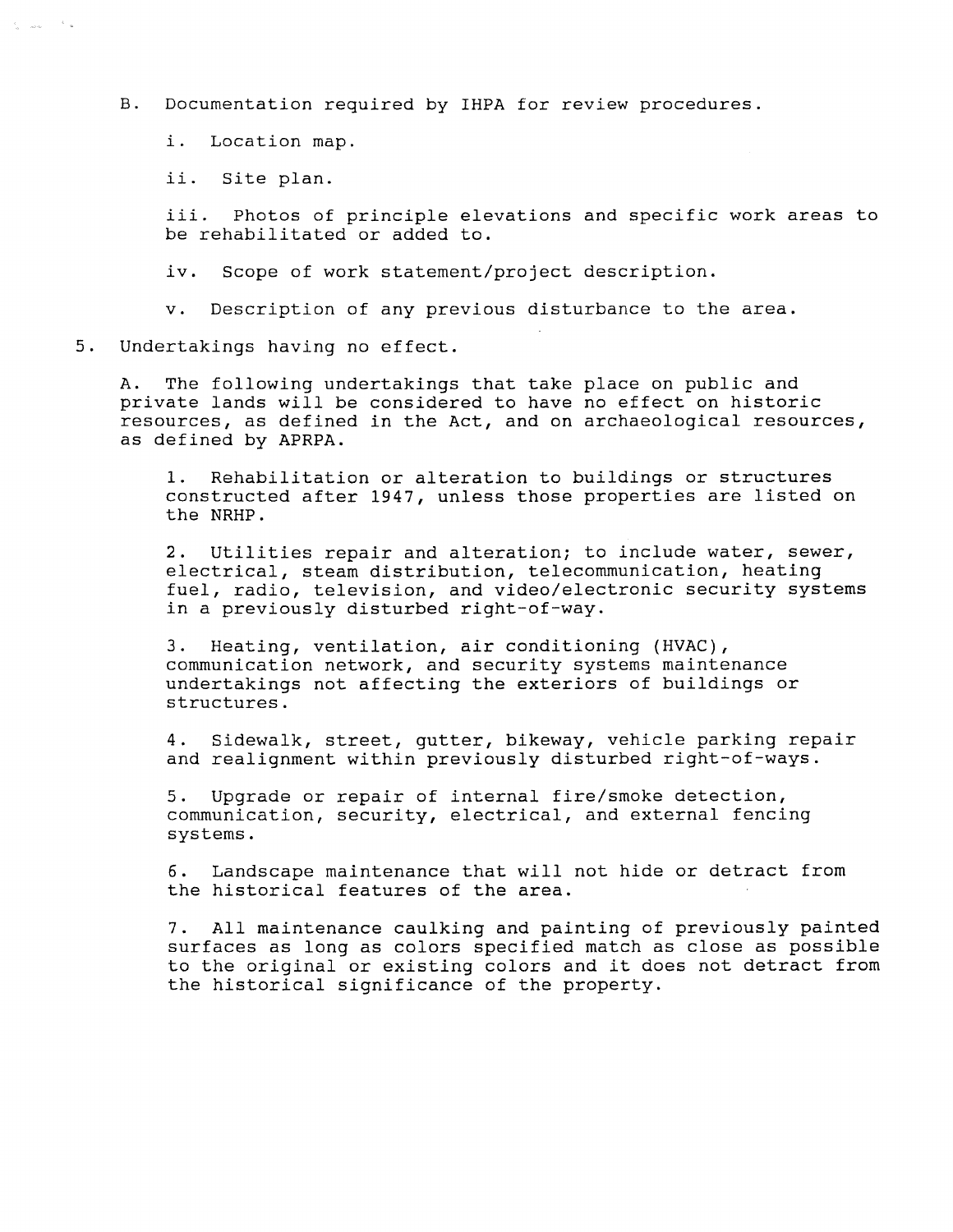B. Documentation required by IHPA for review procedures.

i. Location map.

ii. Site plan.

iii. Photos of principle elevations and specific work areas to be rehabilitated or added to.

iv. Scope of work statement/project description.

v. Description of any previous disturbance to the area.

5. Undertakings having no effect.

A. The following undertakings that take place on public and private lands will be considered to have no effect on historic resources, as defined in the Act, and on archaeological resources, as defined by APRPA.

1. Rehabilitation or alteration to buildings or structures constructed after 1947, unless those properties are listed on the NRHP.

2. Utilities repair and alteration; to include water, sewer, electrical, steam distribution, telecommunication, heating fuel, radio, television, and video/electronic security systems in a previously disturbed right-of-way.

3. Heating, ventilation, air conditioning (HVAC), communication network, and security systems maintenance undertakings not affecting the exteriors of buildings or structures.

4. Sidewalk, street, gutter, bikeway, vehicle parking repair and realignment within previously disturbed right-of-ways.

5. Upgrade or repair of internal fire/smoke detection, communication, security, electrical, and external fencing systems.

6. Landscape maintenance that will not hide or detract from the historical features of the area.

7. All maintenance caulking and painting of previously painted surfaces as long as colors specified match as close as possible to the original or existing colors and it does not detract from the historical significance of the property.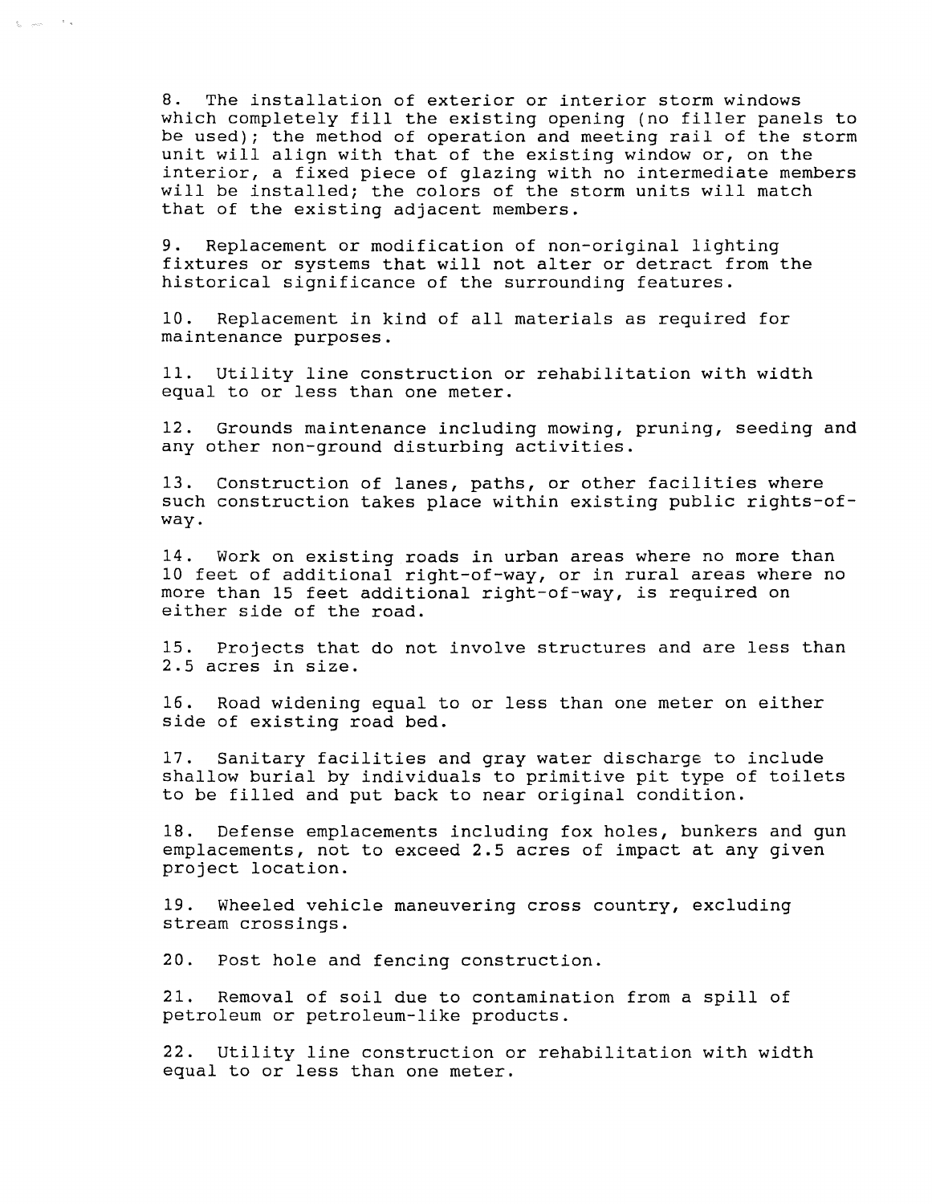8. The installation of exterior or interior storm windows which completely fill the existing opening (no filler panels to be used); the method of operation and meeting rail of the storm unit will align with that of the existing window or, on the interior, a fixed piece of glazing with no intermediate members will be installed; the colors of the storm units will match that of the existing adjacent members.

9. Replacement or modification of non-original lighting fixtures or systems that will not alter or detract from the historical significance of the surrounding features.

10. Replacement in kind of all materials as required for maintenance purposes.

11. Utility line construction or rehabilitation with width equal to or less than one meter.

12. Grounds maintenance including mowing, pruning, seeding and any other non-ground disturbing activities.

13. Construction of lanes, paths, or other facilities where such construction takes place within existing public rights-of-way.

14. Work on existing roads in urban areas where no more than 10 feet of additional right-of-way, or in rural areas where no more than 15 feet additional right-of-way, is required on either side of the road.

15. Projects that do not involve structures and are less than 2.5 acres in size.

16. Road widening equal to or less than one meter on either side of existing road bed.

17. Sanitary facilities and gray water discharge to include shallow burial by individuals to primitive pit type of toilets to be filled and put back to near original condition.

18. Defense emplacements including fox holes, bunkers and gun emplacements, not to exceed 2.5 acres of impact at any given project location.

19. Wheeled vehicle maneuvering cross country, excluding stream crossings.

20. Post hole and fencing construction.

21. Removal of soil due to contamination from a spill of petroleum or petroleum-like products.

22. Utility line construction or rehabilitation with width equal to or less than one meter.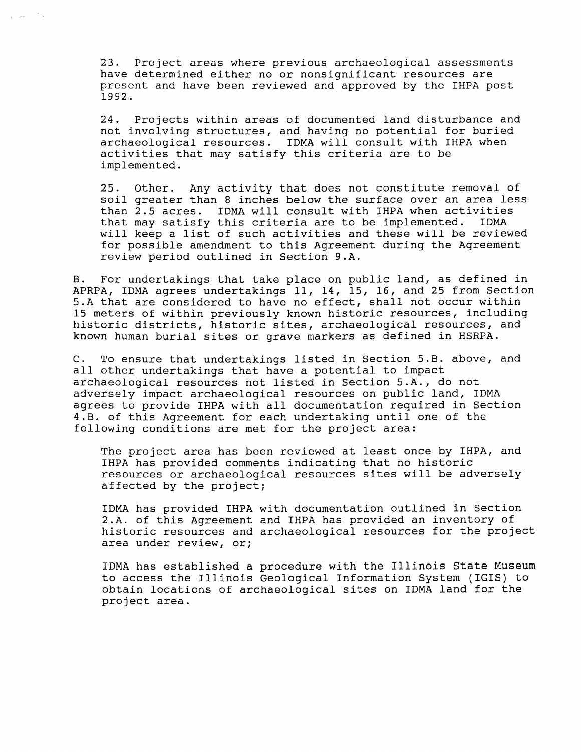23. Project areas where previous archaeological assessments have determined either no or nonsignificant resources are present and have been reviewed and approved by the IHPA post 1992.

24. Projects within areas of documented land disturbance and not involving structures, and having no potential for buried archaeological resources. IDMA will consult with IHPA when activities that may satisfy this criteria are to be implemented.

25. Other. Any activity that does not constitute removal of soil greater than 8 inches below the surface over an area less than 2.5 acres. IDMA will consult with IHPA when activities that may satisfy this criteria are to be implemented. IDMA will keep a list of such activities and these will be reviewed for possible amendment to this Agreement during the Agreement review period outlined in Section 9.A.

B. For undertakings that take place on public land, as defined in APRPA, IDMA agrees undertakings 11, 14, 15, 16, and 25 from Section 5.A that are considered to have no effect, shall not occur within 15 meters of within previously known historic resources, including historic districts, historic sites, archaeological resources, and known human burial sites or grave markers as defined in HSRPA.

C. To ensure that undertakings listed in Section 5.B. above, and all other undertakings that have a potential to impact archaeological resources not listed in Section 5.A., do not adversely impact archaeological resources on public land, IDMA agrees to provide IHPA with all documentation required in Section 4.B. of this Agreement for each undertaking until one of the following conditions are met for the project area:

The project area has been reviewed at least once by IHPA, and IHPA has provided comments indicating that no historic resources or archaeological resources sites will be adversely affected by the project;

IDMA has provided IHPA with documentation outlined in Section 2.A. of this Agreement and IHPA has provided an inventory of historic resources and archaeological resources for the project area under review, or;

IDMA has established a procedure with the Illinois State Museum to access the Illinois Geological Information System (IGIS) to obtain locations of archaeological sites on IDMA land for the project area.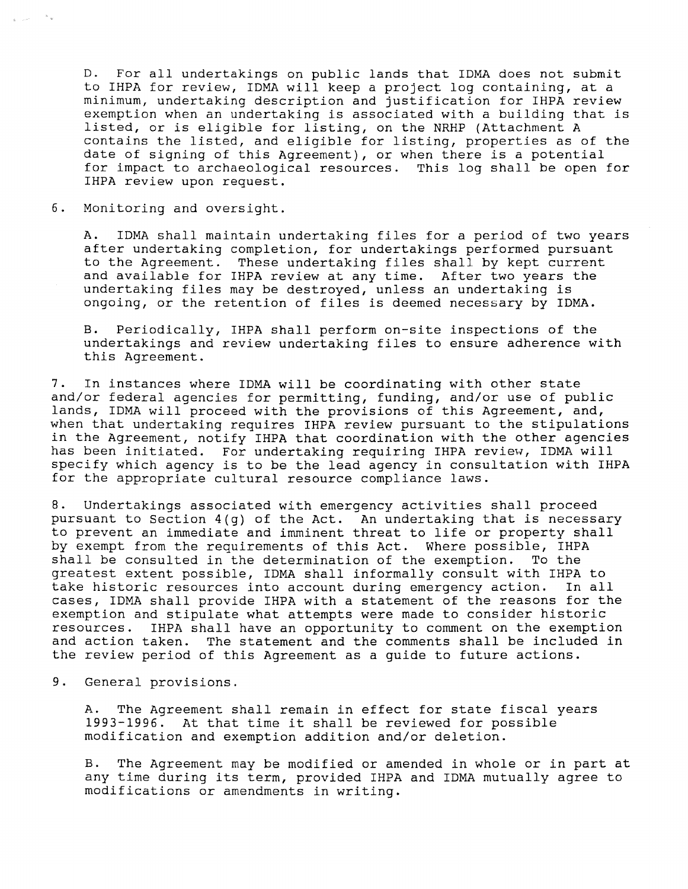D. For all undertakings on public lands that IDMA does not submit to IHPA for review, IDMA will keep a project log containing, at a minimum, undertaking description and justification for IHPA review exemption when an undertaking is associated with a building that is listed, or is eligible for listing, on the NRHP (Attachment A contains the listed, and eligible for listing, properties as of the date of signing of this Agreement), or when there is a potential for impact to archaeological resources. This log shall be open for IHPA review upon request.

6. Monitoring and oversight.

A. IDMA shall maintain undertaking files for a period of two years after undertaking completion, for undertakings performed pursuant to the Agreement. These undertaking files shall by kept current and available for IHPA review at any time. After two years the undertaking files may be destroyed, unless an undertaking is ongoing, or the retention of files is deemed necessary by IDMA.

B. Periodically, IHPA shall perform on-site inspections of the undertakings and review undertaking files to ensure adherence with this Agreement.

7. In instances where IDMA will be coordinating with other state and/or federal agencies for permitting, funding, and/or use of public lands, IDMA will proceed with the provisions of this Agreement, and, when that undertaking requires IHPA review pursuant to the stipulations in the Agreement, notify IHPA that coordination with the other agencies has been initiated. For undertaking requiring IHPA review, IDMA will specify which agency is to be the lead agency in consultation with IHPA for the appropriate cultural resource compliance laws.

8. Undertakings associated with emergency activities shall proceed pursuant to Section 4(g) of the Act. An undertaking that is necessary to prevent an immediate and imminent threat to life or property shall by exempt from the requirements of this Act. Where possible, IHPA shall be consulted in the determination of the exemption. To the greatest extent possible, IDMA shall informally consult with IHPA to take historic resources into account during emergency action. In all cases, IDMA shall provide IHPA with a statement of the reasons for the exemption and stipulate what attempts were made to consider historic resources. IHPA shall have an opportunity to comment on the exemption and action taken. The statement and the comments shall be included in the review period of this Agreement as a guide to future actions.

9. General provisions.

A. The Agreement shall remain in effect for state fiscal years 1993-1996. At that time it shall be reviewed for possible modification and exemption addition and/or deletion.

B. The Agreement may be modified or amended in whole or in part at any time during its term, provided IHPA and IDMA mutually agree to modifications or amendments in writing.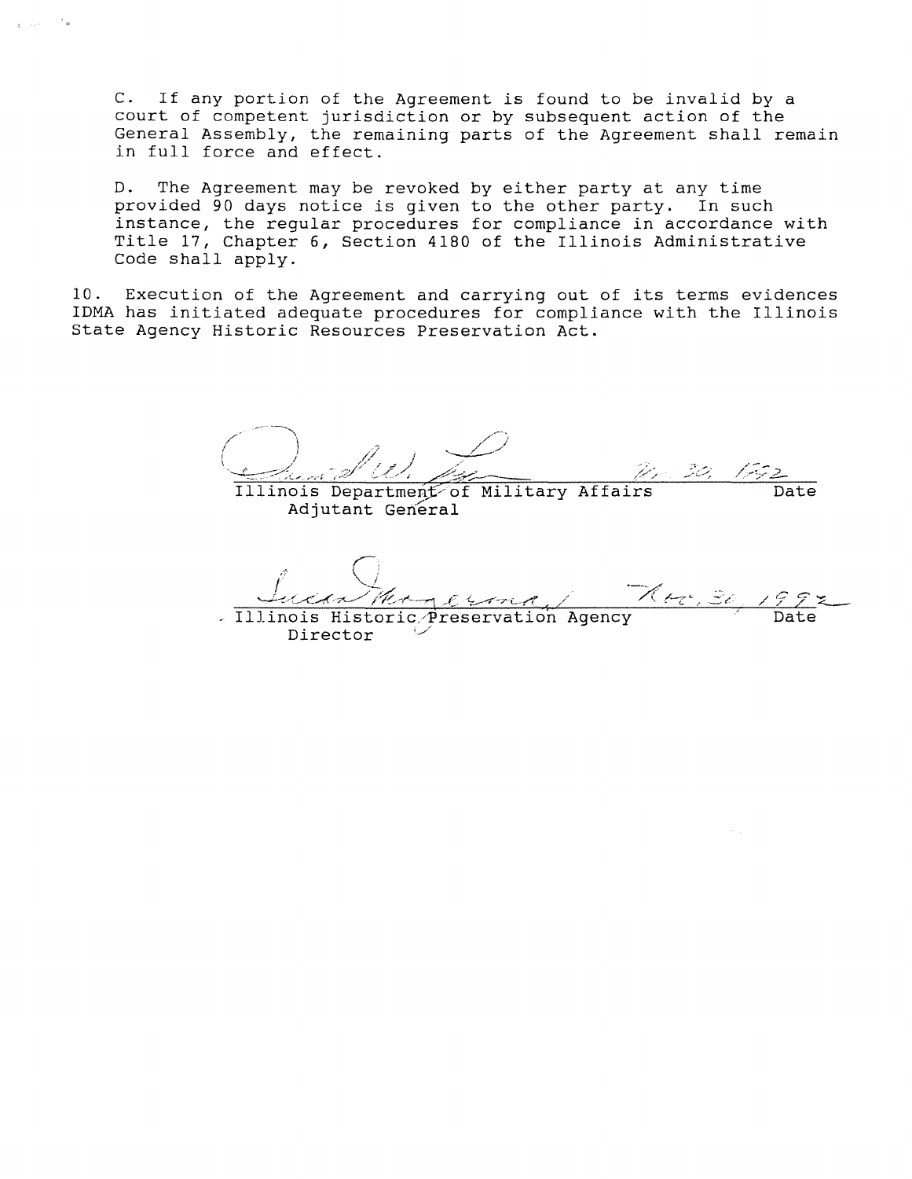C. If any portion of the Agreement is found to be invalid by a court of competent jurisdiction or by subsequent action of the General Assembly, the remaining parts of the Agreement shall remain in full force and effect.

D. The Agreement may be revoked by either party at any time provided 90 days notice is given to the other party. In such instance, the regular procedures for compliance in accordance with Title 17, Chapter 6, Section 4180 of the Illinois Administrative Code shall apply.

10. Execution of the Agreement and carrying out of its terms evidences IDMA has initiated adequate procedures for compliance with the Illinois State Agency Historic Resources Preservation Act.

Nov. 30, 1992

Illinois Department of Military Affairs — Date
Adjutant General

Nov. 30, 1992

Illinois Historic Preservation Agency — Date
Director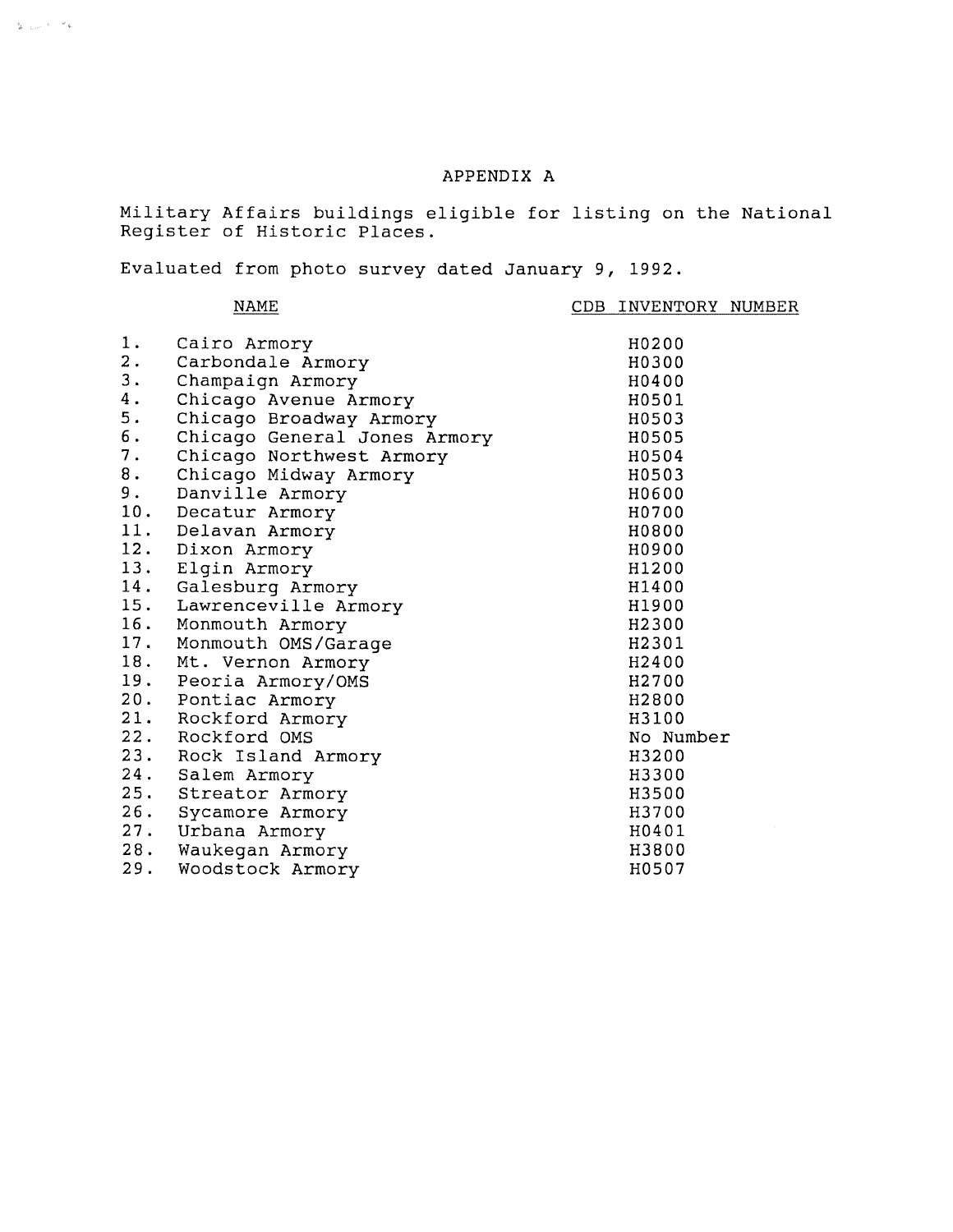# APPENDIX A

Military Affairs buildings eligible for listing on the National Register of Historic Places.

Evaluated from photo survey dated January 9, 1992.

| | NAME | CDB INVENTORY NUMBER |
|---|---|---|
| 1. | Cairo Armory | H0200 |
| 2. | Carbondale Armory | H0300 |
| 3. | Champaign Armory | H0400 |
| 4. | Chicago Avenue Armory | H0501 |
| 5. | Chicago Broadway Armory | H0503 |
| 6. | Chicago General Jones Armory | H0505 |
| 7. | Chicago Northwest Armory | H0504 |
| 8. | Chicago Midway Armory | H0503 |
| 9. | Danville Armory | H0600 |
| 10. | Decatur Armory | H0700 |
| 11. | Delavan Armory | H0800 |
| 12. | Dixon Armory | H0900 |
| 13. | Elgin Armory | H1200 |
| 14. | Galesburg Armory | H1400 |
| 15. | Lawrenceville Armory | H1900 |
| 16. | Monmouth Armory | H2300 |
| 17. | Monmouth OMS/Garage | H2301 |
| 18. | Mt. Vernon Armory | H2400 |
| 19. | Peoria Armory/OMS | H2700 |
| 20. | Pontiac Armory | H2800 |
| 21. | Rockford Armory | H3100 |
| 22. | Rockford OMS | No Number |
| 23. | Rock Island Armory | H3200 |
| 24. | Salem Armory | H3300 |
| 25. | Streator Armory | H3500 |
| 26. | Sycamore Armory | H3700 |
| 27. | Urbana Armory | H0401 |
| 28. | Waukegan Armory | H3800 |
| 29. | Woodstock Armory | H0507 |